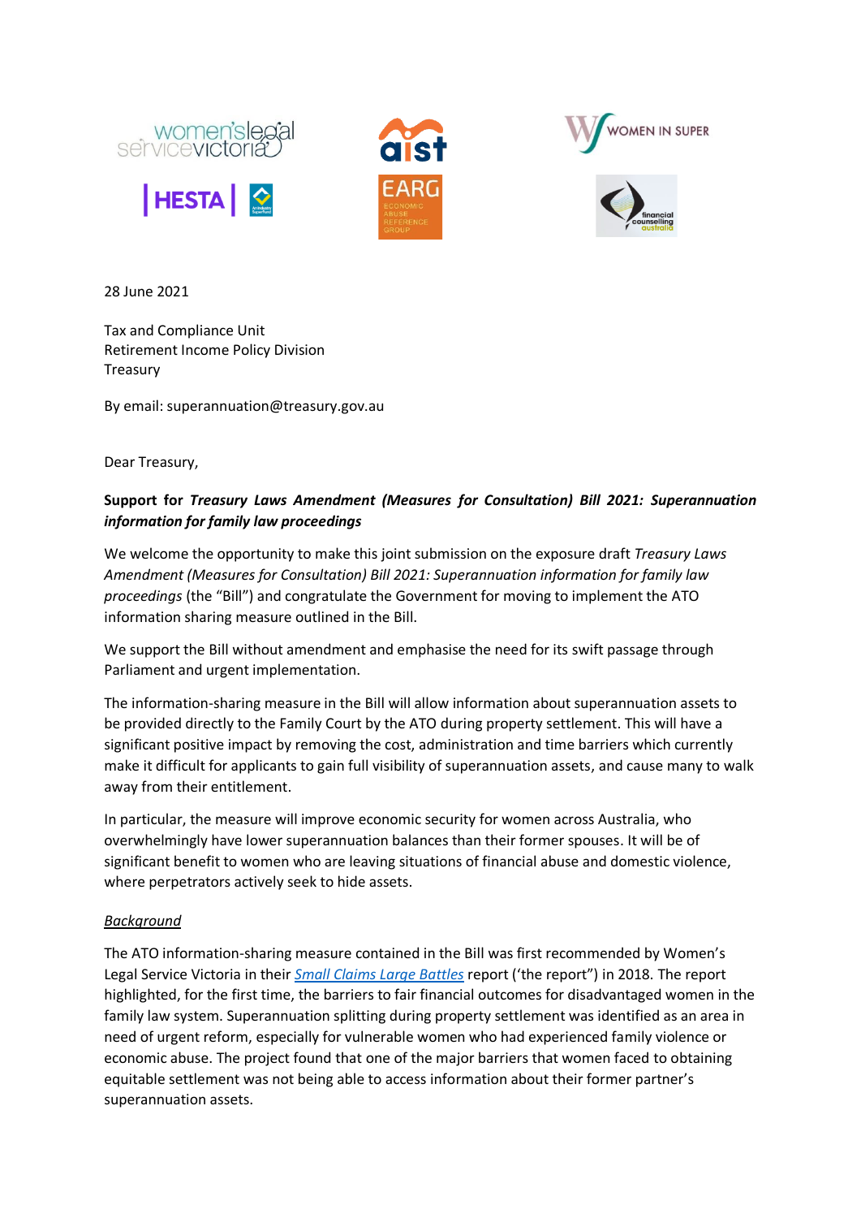28 June 2021

Tax and Compliance Unit
Retirement Income Policy Division
Treasury

By email: superannuation@treasury.gov.au

Dear Treasury,

**Support for *Treasury Laws Amendment (Measures for Consultation) Bill 2021: Superannuation information for family law proceedings***

We welcome the opportunity to make this joint submission on the exposure draft *Treasury Laws Amendment (Measures for Consultation) Bill 2021: Superannuation information for family law proceedings* (the "Bill") and congratulate the Government for moving to implement the ATO information sharing measure outlined in the Bill.

We support the Bill without amendment and emphasise the need for its swift passage through Parliament and urgent implementation.

The information-sharing measure in the Bill will allow information about superannuation assets to be provided directly to the Family Court by the ATO during property settlement. This will have a significant positive impact by removing the cost, administration and time barriers which currently make it difficult for applicants to gain full visibility of superannuation assets, and cause many to walk away from their entitlement.

In particular, the measure will improve economic security for women across Australia, who overwhelmingly have lower superannuation balances than their former spouses. It will be of significant benefit to women who are leaving situations of financial abuse and domestic violence, where perpetrators actively seek to hide assets.

<u>*Background*</u>

The ATO information-sharing measure contained in the Bill was first recommended by Women's Legal Service Victoria in their *Small Claims Large Battles* report ('the report") in 2018. The report highlighted, for the first time, the barriers to fair financial outcomes for disadvantaged women in the family law system. Superannuation splitting during property settlement was identified as an area in need of urgent reform, especially for vulnerable women who had experienced family violence or economic abuse. The project found that one of the major barriers that women faced to obtaining equitable settlement was not being able to access information about their former partner's superannuation assets.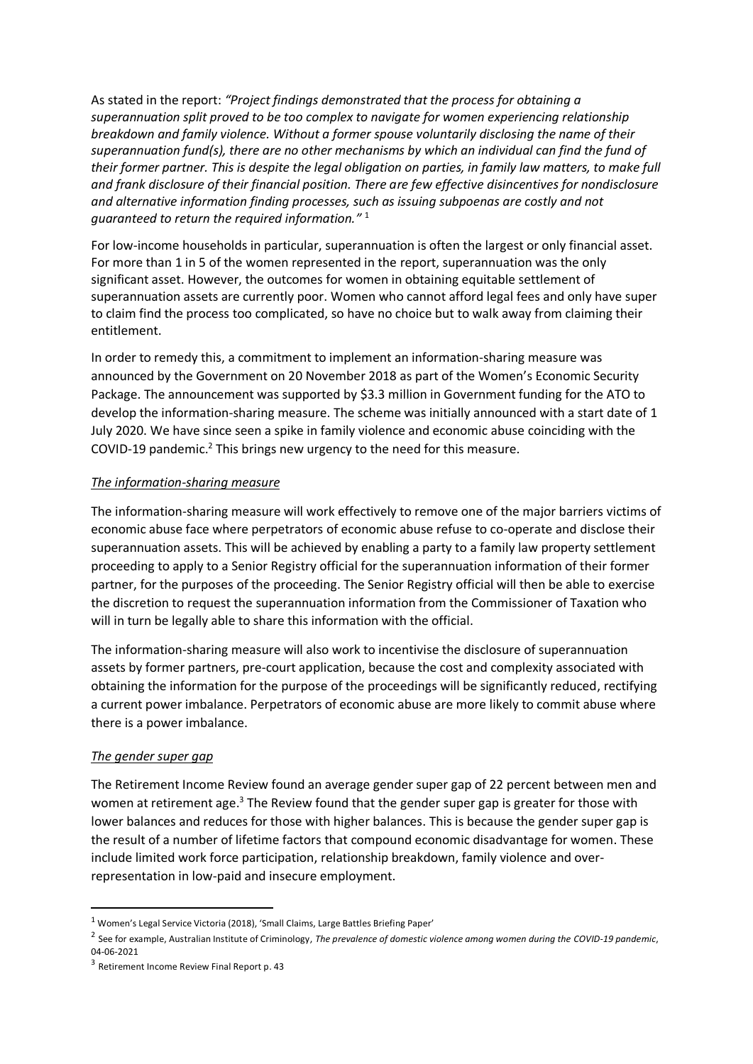As stated in the report: *"Project findings demonstrated that the process for obtaining a superannuation split proved to be too complex to navigate for women experiencing relationship breakdown and family violence. Without a former spouse voluntarily disclosing the name of their superannuation fund(s), there are no other mechanisms by which an individual can find the fund of their former partner. This is despite the legal obligation on parties, in family law matters, to make full and frank disclosure of their financial position. There are few effective disincentives for nondisclosure and alternative information finding processes, such as issuing subpoenas are costly and not guaranteed to return the required information."* [1]

For low-income households in particular, superannuation is often the largest or only financial asset. For more than 1 in 5 of the women represented in the report, superannuation was the only significant asset. However, the outcomes for women in obtaining equitable settlement of superannuation assets are currently poor. Women who cannot afford legal fees and only have super to claim find the process too complicated, so have no choice but to walk away from claiming their entitlement.

In order to remedy this, a commitment to implement an information-sharing measure was announced by the Government on 20 November 2018 as part of the Women's Economic Security Package. The announcement was supported by $3.3 million in Government funding for the ATO to develop the information-sharing measure. The scheme was initially announced with a start date of 1 July 2020. We have since seen a spike in family violence and economic abuse coinciding with the COVID-19 pandemic.[2] This brings new urgency to the need for this measure.

*The information-sharing measure*

The information-sharing measure will work effectively to remove one of the major barriers victims of economic abuse face where perpetrators of economic abuse refuse to co-operate and disclose their superannuation assets. This will be achieved by enabling a party to a family law property settlement proceeding to apply to a Senior Registry official for the superannuation information of their former partner, for the purposes of the proceeding. The Senior Registry official will then be able to exercise the discretion to request the superannuation information from the Commissioner of Taxation who will in turn be legally able to share this information with the official.

The information-sharing measure will also work to incentivise the disclosure of superannuation assets by former partners, pre-court application, because the cost and complexity associated with obtaining the information for the purpose of the proceedings will be significantly reduced, rectifying a current power imbalance. Perpetrators of economic abuse are more likely to commit abuse where there is a power imbalance.

*The gender super gap*

The Retirement Income Review found an average gender super gap of 22 percent between men and women at retirement age.[3] The Review found that the gender super gap is greater for those with lower balances and reduces for those with higher balances. This is because the gender super gap is the result of a number of lifetime factors that compound economic disadvantage for women. These include limited work force participation, relationship breakdown, family violence and over-representation in low-paid and insecure employment.

---

[1] Women's Legal Service Victoria (2018), 'Small Claims, Large Battles Briefing Paper'

[2] See for example, Australian Institute of Criminology, *The prevalence of domestic violence among women during the COVID-19 pandemic*, 04-06-2021

[3] Retirement Income Review Final Report p. 43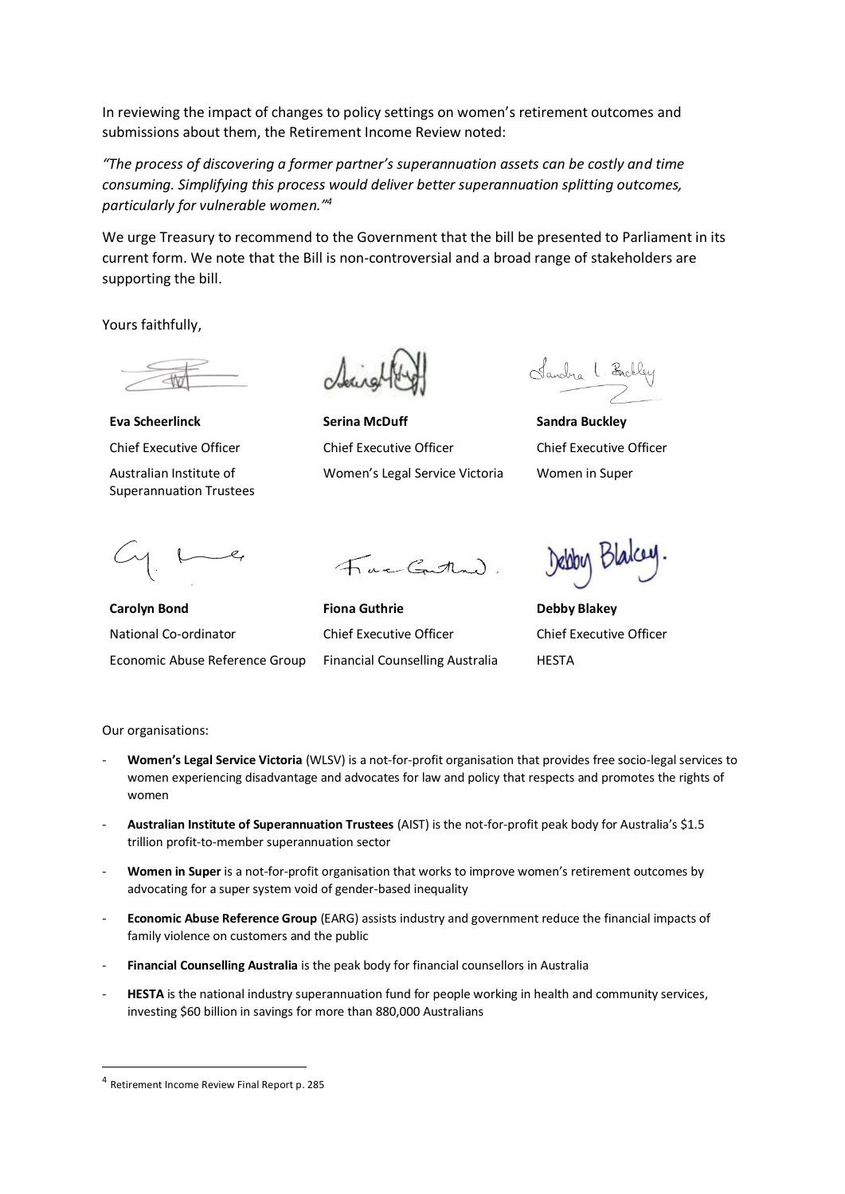In reviewing the impact of changes to policy settings on women's retirement outcomes and submissions about them, the Retirement Income Review noted:

*"The process of discovering a former partner's superannuation assets can be costly and time consuming. Simplifying this process would deliver better superannuation splitting outcomes, particularly for vulnerable women."*[4]

We urge Treasury to recommend to the Government that the bill be presented to Parliament in its current form. We note that the Bill is non-controversial and a broad range of stakeholders are supporting the bill.

Yours faithfully,

**Eva Scheerlinck**
Chief Executive Officer
Australian Institute of Superannuation Trustees

**Serina McDuff**
Chief Executive Officer
Women's Legal Service Victoria

**Sandra Buckley**
Chief Executive Officer
Women in Super

**Carolyn Bond**
National Co-ordinator
Economic Abuse Reference Group

**Fiona Guthrie**
Chief Executive Officer
Financial Counselling Australia

**Debby Blakey**
Chief Executive Officer
HESTA

Our organisations:

- **Women's Legal Service Victoria** (WLSV) is a not-for-profit organisation that provides free socio-legal services to women experiencing disadvantage and advocates for law and policy that respects and promotes the rights of women
- **Australian Institute of Superannuation Trustees** (AIST) is the not-for-profit peak body for Australia's $1.5 trillion profit-to-member superannuation sector
- **Women in Super** is a not-for-profit organisation that works to improve women's retirement outcomes by advocating for a super system void of gender-based inequality
- **Economic Abuse Reference Group** (EARG) assists industry and government reduce the financial impacts of family violence on customers and the public
- **Financial Counselling Australia** is the peak body for financial counsellors in Australia
- **HESTA** is the national industry superannuation fund for people working in health and community services, investing $60 billion in savings for more than 880,000 Australians

[4] Retirement Income Review Final Report p. 285